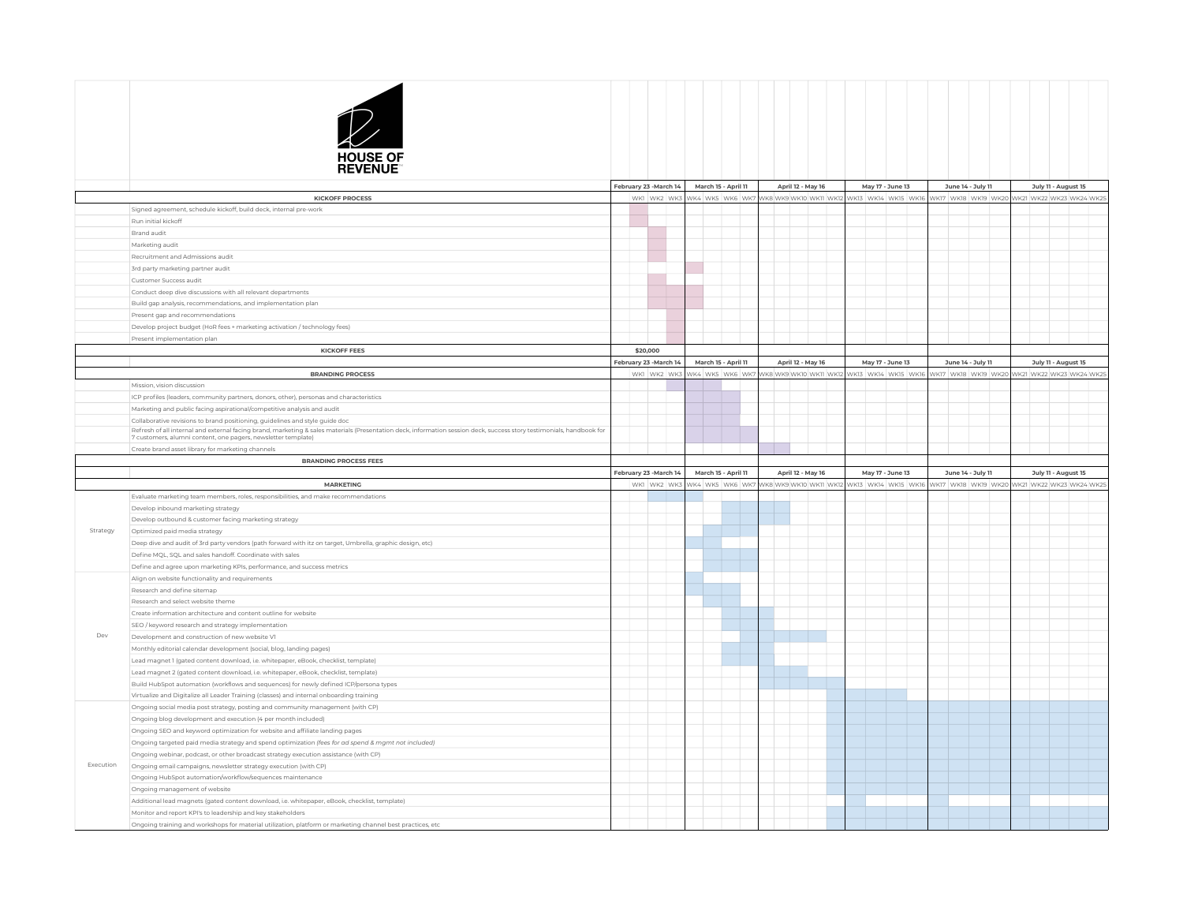**HOUSE OF REVENUE**

| | KICKOFF PROCESS | February 23 - March 14 | March 15 - April 11 | April 12 - May 16 | May 17 - June 13 | June 14 - July 11 | July 11 - August 15 |
|---|---|---|---|---|---|---|---|
| | | WK1 WK2 WK3 | WK4 WK5 WK6 WK7 | WK8 WK9 WK10 WK11 WK12 | WK13 WK14 WK15 WK16 | WK17 WK18 WK19 WK20 | WK21 WK22 WK23 WK24 WK25 |
| | Signed agreement, schedule kickoff, build deck, internal pre-work | | | | | | |
| | Run initial kickoff | | | | | | |
| | Brand audit | | | | | | |
| | Marketing audit | | | | | | |
| | Recruitment and Admissions audit | | | | | | |
| | 3rd party marketing partner audit | | | | | | |
| | Customer Success audit | | | | | | |
| | Conduct deep dive discussions with all relevant departments | | | | | | |
| | Build gap analysis, recommendations, and implementation plan | | | | | | |
| | Present gap and recommendations | | | | | | |
| | Develop project budget (HoR fees + marketing activation / technology fees) | | | | | | |
| | Present implementation plan | | | | | | |
| | KICKOFF FEES | $20,000 | | | | | |

| | BRANDING PROCESS | February 23 - March 14 | March 15 - April 11 | April 12 - May 16 | May 17 - June 13 | June 14 - July 11 | July 11 - August 15 |
|---|---|---|---|---|---|---|---|
| | | WK1 WK2 WK3 | WK4 WK5 WK6 WK7 | WK8 WK9 WK10 WK11 WK12 | WK13 WK14 WK15 WK16 | WK17 WK18 WK19 WK20 | WK21 WK22 WK23 WK24 WK25 |
| | Mission, vision discussion | | | | | | |
| | ICP profiles (leaders, community partners, donors, other), personas and characteristics | | | | | | |
| | Marketing and public facing aspirational/competitive analysis and audit | | | | | | |
| | Collaborative revisions to brand positioning, guidelines and style guide doc | | | | | | |
| | Refresh of all internal and external facing brand, marketing & sales materials (Presentation deck, information session deck, success story testimonials, handbook for 7 customers, alumni content, one pagers, newsletter template) | | | | | | |
| | Create brand asset library for marketing channels | | | | | | |
| | BRANDING PROCESS FEES | | | | | | |

| | MARKETING | February 23 - March 14 | March 15 - April 11 | April 12 - May 16 | May 17 - June 13 | June 14 - July 11 | July 11 - August 15 |
|---|---|---|---|---|---|---|---|
| | | WK1 WK2 WK3 | WK4 WK5 WK6 WK7 | WK8 WK9 WK10 WK11 WK12 | WK13 WK14 WK15 WK16 | WK17 WK18 WK19 WK20 | WK21 WK22 WK23 WK24 WK25 |
| Strategy | Evaluate marketing team members, roles, responsibilities, and make recommendations | | | | | | |
| | Develop inbound marketing strategy | | | | | | |
| | Develop outbound & customer facing marketing strategy | | | | | | |
| | Optimized paid media strategy | | | | | | |
| | Deep dive and audit of 3rd party vendors (path forward with itz on target, Umbrella, graphic design, etc) | | | | | | |
| | Define MQL, SQL and sales handoff. Coordinate with sales | | | | | | |
| | Define and agree upon marketing KPIs, performance, and success metrics | | | | | | |
| Dev | Align on website functionality and requirements | | | | | | |
| | Research and define sitemap | | | | | | |
| | Research and select website theme | | | | | | |
| | Create information architecture and content outline for website | | | | | | |
| | SEO / keyword research and strategy implementation | | | | | | |
| | Development and construction of new website V1 | | | | | | |
| | Monthly editorial calendar development (social, blog, landing pages) | | | | | | |
| | Lead magnet 1 (gated content download, i.e. whitepaper, eBook, checklist, template) | | | | | | |
| | Lead magnet 2 (gated content download, i.e. whitepaper, eBook, checklist, template) | | | | | | |
| | Build HubSpot automation (workflows and sequences) for newly defined ICP/persona types | | | | | | |
| | Virtualize and Digitalize all Leader Training (classes) and internal onboarding training | | | | | | |
| Execution | Ongoing social media post strategy, posting and community management (with CP) | | | | | | |
| | Ongoing blog development and execution (4 per month included) | | | | | | |
| | Ongoing SEO and keyword optimization for website and affiliate landing pages | | | | | | |
| | Ongoing targeted paid media strategy and spend optimization *(fees for ad spend & mgmt not included)* | | | | | | |
| | Ongoing webinar, podcast, or other broadcast strategy execution assistance (with CP) | | | | | | |
| | Ongoing email campaigns, newsletter strategy execution (with CP) | | | | | | |
| | Ongoing HubSpot automation/workflow/sequences maintenance | | | | | | |
| | Ongoing management of website | | | | | | |
| | Additional lead magnets (gated content download, i.e. whitepaper, eBook, checklist, template) | | | | | | |
| | Monitor and report KPI's to leadership and key stakeholders | | | | | | |
| | Ongoing training and workshops for material utilization, platform or marketing channel best practices, etc | | | | | | |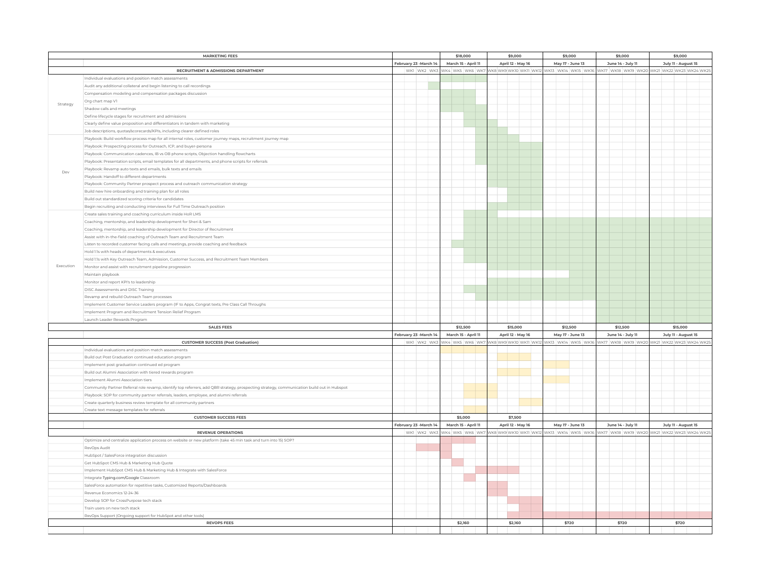| MARKETING FEES | | | | $18,000 | | | | $9,000 | | | | | $9,000 | | | | $9,000 | | | | $9,000 | | | | |
|---|---|---|---|---|---|---|---|---|---|---|---|---|---|---|---|---|---|---|---|---|---|---|---|---|---|
| | | February 23 -March 14 | | | March 15 - April 11 | | | | April 12 - May 16 | | | | | May 17 - June 13 | | | | June 14 - July 11 | | | | July 11 - August 15 | | | |
| **RECRUITMENT & ADMISSIONS DEPARTMENT** | | WK1 | WK2 | WK3 | WK4 | WK5 | WK6 | WK7 | WK8 | WK9 | WK10 | WK11 | WK12 | WK13 | WK14 | WK15 | WK16 | WK17 | WK18 | WK19 | WK20 | WK21 | WK22 | WK23 | WK24 | WK25 |
| Strategy | Individual evaluations and position match assessments | | | | | | | | | | | | | | | | | | | | | | | | | |
| | Audit any additional collateral and begin listening to call recordings | | | | | | | | | | | | | | | | | | | | | | | | | |
| | Compensation modeling and compensation packages discussion | | | | | | | | | | | | | | | | | | | | | | | | | |
| | Org chart map V1 | | | | | | | | | | | | | | | | | | | | | | | | | |
| | Shadow calls and meetings | | | | | | | | | | | | | | | | | | | | | | | | | |
| | Define lifecycle stages for recruitment and admissions | | | | | | | | | | | | | | | | | | | | | | | | | |
| | Clearly define value proposition and differentiators in tandem with marketing | | | | | | | | | | | | | | | | | | | | | | | | | |
| | Job descriptions, quotas/scorecards/KPIs, including clearer defined roles | | | | | | | | | | | | | | | | | | | | | | | | | |
| Dev | Playbook: Build workflow process map for all internal roles, customer journey maps, recruitment journey map | | | | | | | | | | | | | | | | | | | | | | | | | |
| | Playbook: Prospecting process for Outreach, ICP, and buyer-persona | | | | | | | | | | | | | | | | | | | | | | | | | |
| | Playbook: Communication cadences, IB vs OB phone scripts, Objection handling flowcharts | | | | | | | | | | | | | | | | | | | | | | | | | |
| | Playbook: Presentation scripts, email templates for all departments, and phone scripts for referrals | | | | | | | | | | | | | | | | | | | | | | | | | |
| | Playbook: Revamp auto texts and emails, bulk texts and emails | | | | | | | | | | | | | | | | | | | | | | | | | |
| | Playbook: Handoff to different departments | | | | | | | | | | | | | | | | | | | | | | | | | |
| | Playbook: Community Partner prospect process and outreach communication strategy | | | | | | | | | | | | | | | | | | | | | | | | | |
| | Build new hire onboarding and training plan for all roles | | | | | | | | | | | | | | | | | | | | | | | | | |
| | Build out standardized scoring criteria for candidates | | | | | | | | | | | | | | | | | | | | | | | | | |
| | Begin recruiting and conducting interviews for Full Time Outreach position | | | | | | | | | | | | | | | | | | | | | | | | | |
| Execution | Create sales training and coaching curriculum inside HoR LMS | | | | | | | | | | | | | | | | | | | | | | | | | |
| | Coaching, mentorship, and leadership development for Sheri & Sam | | | | | | | | | | | | | | | | | | | | | | | | | |
| | Coaching, mentorship, and leadership development for Director of Recruitment | | | | | | | | | | | | | | | | | | | | | | | | | |
| | Assist with in-the-field coaching of Outreach Team and Recruitment Team | | | | | | | | | | | | | | | | | | | | | | | | | |
| | Listen to recorded customer facing calls and meetings, provide coaching and feedback | | | | | | | | | | | | | | | | | | | | | | | | | |
| | Hold 1:1s with heads of departments & executives | | | | | | | | | | | | | | | | | | | | | | | | | |
| | Hold 1:1s with Key Outreach Team, Admission, Customer Success, and Recruitment Team Members | | | | | | | | | | | | | | | | | | | | | | | | | |
| | Monitor and assist with recruitment pipeline progression | | | | | | | | | | | | | | | | | | | | | | | | | |
| | Maintain playbook | | | | | | | | | | | | | | | | | | | | | | | | | |
| | Monitor and report KPI's to leadership | | | | | | | | | | | | | | | | | | | | | | | | | |
| | DISC Assessments and DISC Training | | | | | | | | | | | | | | | | | | | | | | | | | |
| | Revamp and rebuild Outreach Team processes | | | | | | | | | | | | | | | | | | | | | | | | | |
| | Implement Customer Service Leaders program (IF to Apps, Congrat texts, Pre Class Call Throughs | | | | | | | | | | | | | | | | | | | | | | | | | |
| | Implement Program and Recruitment Tension Relief Program | | | | | | | | | | | | | | | | | | | | | | | | | |
| | Launch Leader Rewards Program | | | | | | | | | | | | | | | | | | | | | | | | | |
| **SALES FEES** | | | | | $12,500 | | | | $15,000 | | | | | $12,500 | | | | $12,500 | | | | $15,000 | | | | |
| | | February 23 -March 14 | | | March 15 - April 11 | | | | April 12 - May 16 | | | | | May 17 - June 13 | | | | June 14 - July 11 | | | | July 11 - August 15 | | | | |
| **CUSTOMER SUCCESS (Post Graduation)** | | WK1 | WK2 | WK3 | WK4 | WK5 | WK6 | WK7 | WK8 | WK9 | WK10 | WK11 | WK12 | WK13 | WK14 | WK15 | WK16 | WK17 | WK18 | WK19 | WK20 | WK21 | WK22 | WK23 | WK24 | WK25 |
| | Individual evaluations and position match assessments | | | | | | | | | | | | | | | | | | | | | | | | | |
| | Build out Post Graduation continued education program | | | | | | | | | | | | | | | | | | | | | | | | | |
| | Implement post graduation continued ed program | | | | | | | | | | | | | | | | | | | | | | | | | |
| | Build out Alumni Association with tiered rewards program | | | | | | | | | | | | | | | | | | | | | | | | | |
| | Implement Alumni Association tiers | | | | | | | | | | | | | | | | | | | | | | | | | |
| | Community Partner Referral role revamp, identify top referrers, add QBR strategy, prospecting strategy, communication build out in Hubspot | | | | | | | | | | | | | | | | | | | | | | | | | |
| | Playbook: SOP for community partner referrals, leaders, employee, and alumni referrals | | | | | | | | | | | | | | | | | | | | | | | | | |
| | Create quarterly business review template for all community partners | | | | | | | | | | | | | | | | | | | | | | | | | |
| | Create text message templates for referrals | | | | | | | | | | | | | | | | | | | | | | | | | |
| **CUSTOMER SUCCESS FEES** | | | | | $5,000 | | | | $7,500 | | | | | | | | | | | | | | | | | |
| | | February 23 -March 14 | | | March 15 - April 11 | | | | April 12 - May 16 | | | | | May 17 - June 13 | | | | June 14 - July 11 | | | | July 11 - August 15 | | | | |
| **REVENUE OPERATIONS** | | WK1 | WK2 | WK3 | WK4 | WK5 | WK6 | WK7 | WK8 | WK9 | WK10 | WK11 | WK12 | WK13 | WK14 | WK15 | WK16 | WK17 | WK18 | WK19 | WK20 | WK21 | WK22 | WK23 | WK24 | WK25 |
| | Optimize and centralize application process on website or new platform (take 45 min task and turn into 15) SOP? | | | | | | | | | | | | | | | | | | | | | | | | | |
| | RevOps Audit | | | | | | | | | | | | | | | | | | | | | | | | | |
| | HubSpot / SalesForce integration discussion | | | | | | | | | | | | | | | | | | | | | | | | | |
| | Get HubSpot CMS Hub & Marketing Hub Quote | | | | | | | | | | | | | | | | | | | | | | | | | |
| | Implement HubSpot CMS Hub & Marketing Hub & Integrate with SalesForce | | | | | | | | | | | | | | | | | | | | | | | | | |
| | Integrate Typing.com/Google Classroom | | | | | | | | | | | | | | | | | | | | | | | | | |
| | SalesForce automation for repetitive tasks, Customized Reports/Dashboards | | | | | | | | | | | | | | | | | | | | | | | | | |
| | Revenue Economics 12-24-36 | | | | | | | | | | | | | | | | | | | | | | | | | |
| | Develop SOP for CrossPurpose tech stack | | | | | | | | | | | | | | | | | | | | | | | | | |
| | Train users on new tech stack | | | | | | | | | | | | | | | | | | | | | | | | | |
| | RevOps Support (Ongoing support for HubSpot and other tools) | | | | | | | | | | | | | | | | | | | | | | | | | |
| **REVOPS FEES** | | | | | $2,160 | | | | $2,160 | | | | | $720 | | | | $720 | | | | $720 | | | | |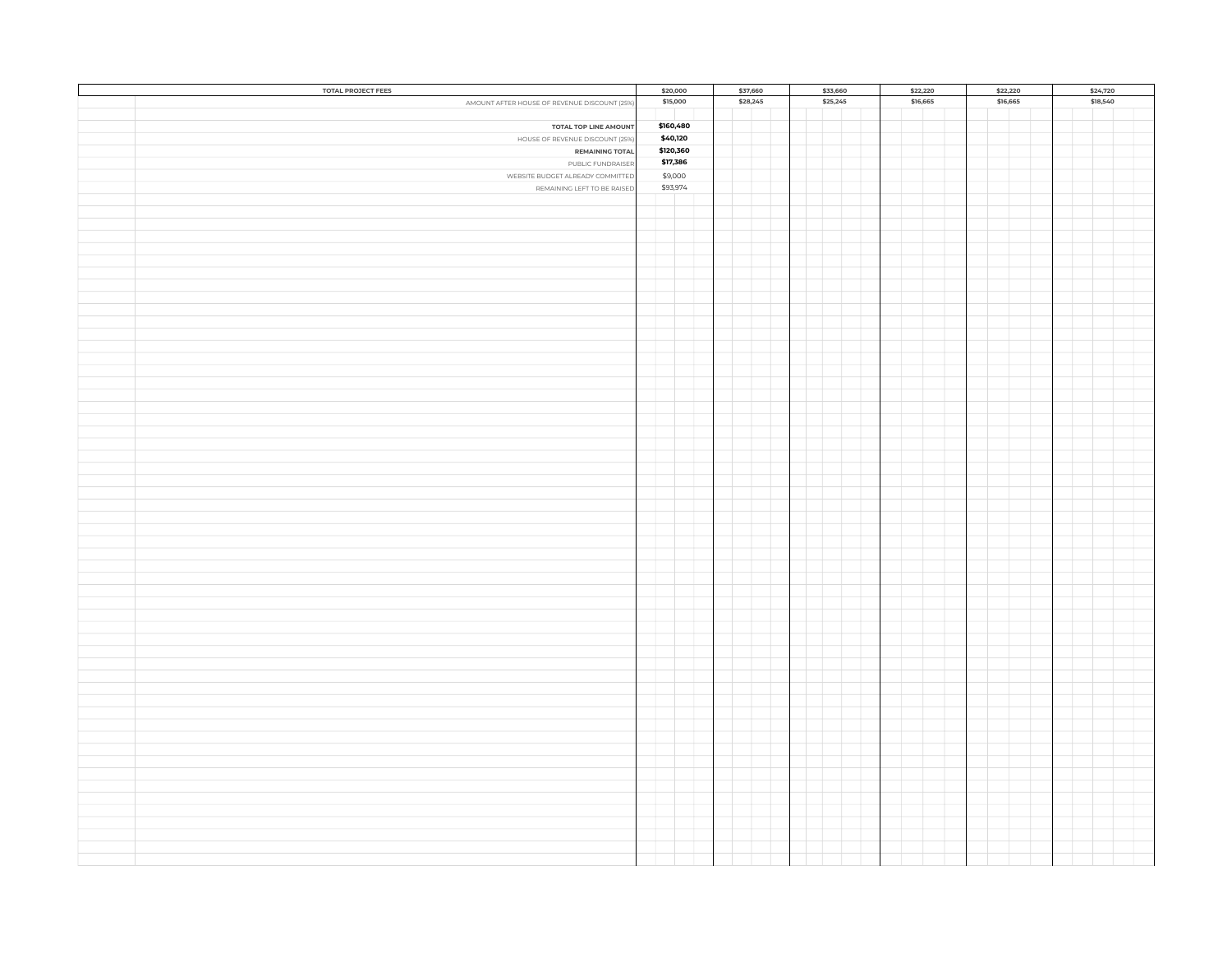| | | | | | | |
|---|---|---|---|---|---|---|
| **TOTAL PROJECT FEES** | **$20,000** | **$37,660** | **$33,660** | **$22,220** | **$22,220** | **$24,720** |
| AMOUNT AFTER HOUSE OF REVENUE DISCOUNT (25%) | **$15,000** | **$28,245** | **$25,245** | **$16,665** | **$16,665** | **$18,540** |
| | | | | | | |
| **TOTAL TOP LINE AMOUNT** | **$160,480** | | | | | |
| HOUSE OF REVENUE DISCOUNT (25%) | **$40,120** | | | | | |
| **REMAINING TOTAL** | **$120,360** | | | | | |
| PUBLIC FUNDRAISER | **$17,386** | | | | | |
| WEBSITE BUDGET ALREADY COMMITTED | $9,000 | | | | | |
| REMAINING LEFT TO BE RAISED | $93,974 | | | | | |